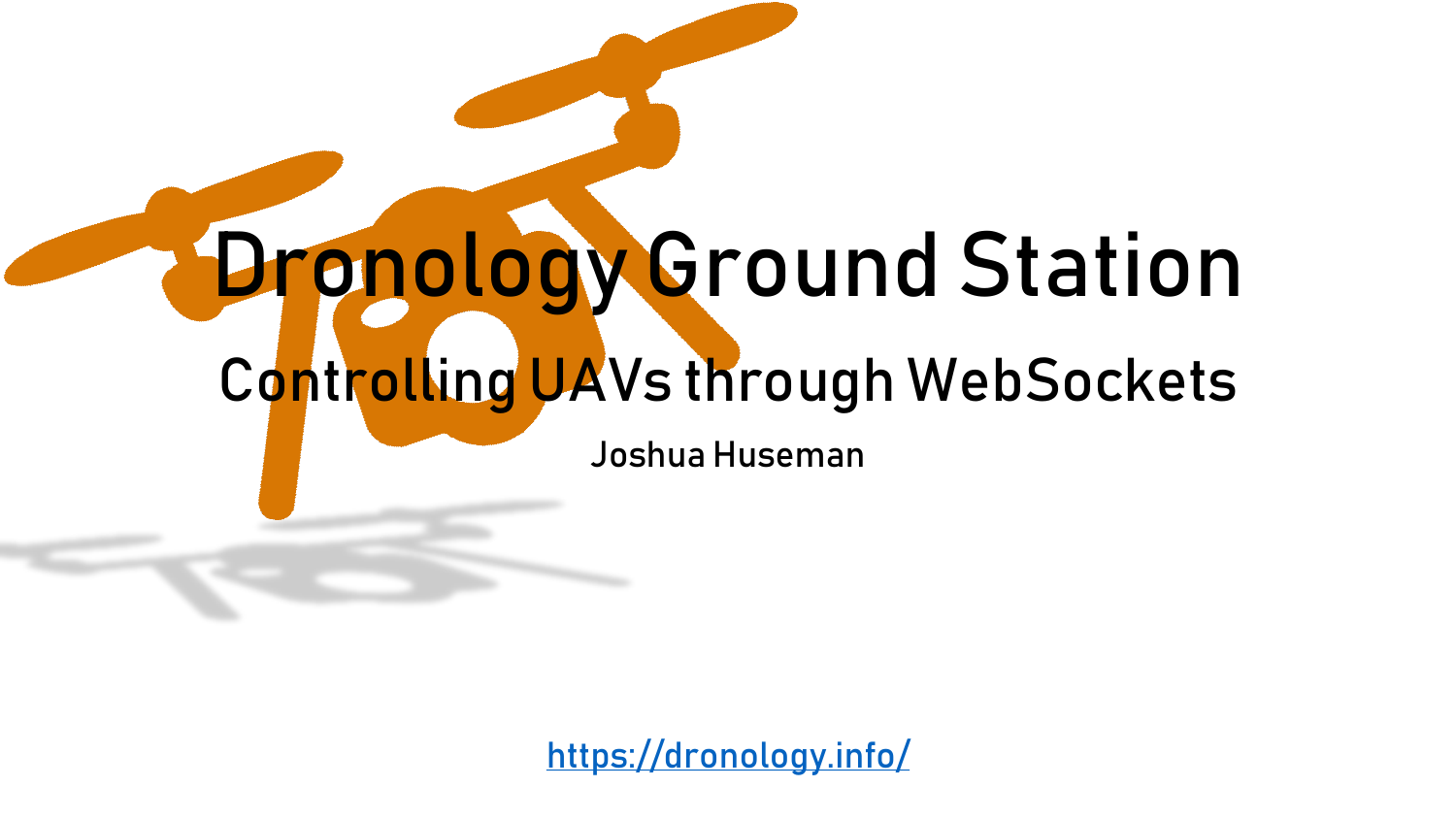# Dronology Ground Station

## Controlling UAVs through WebSockets

Joshua Huseman

https://dronology.info/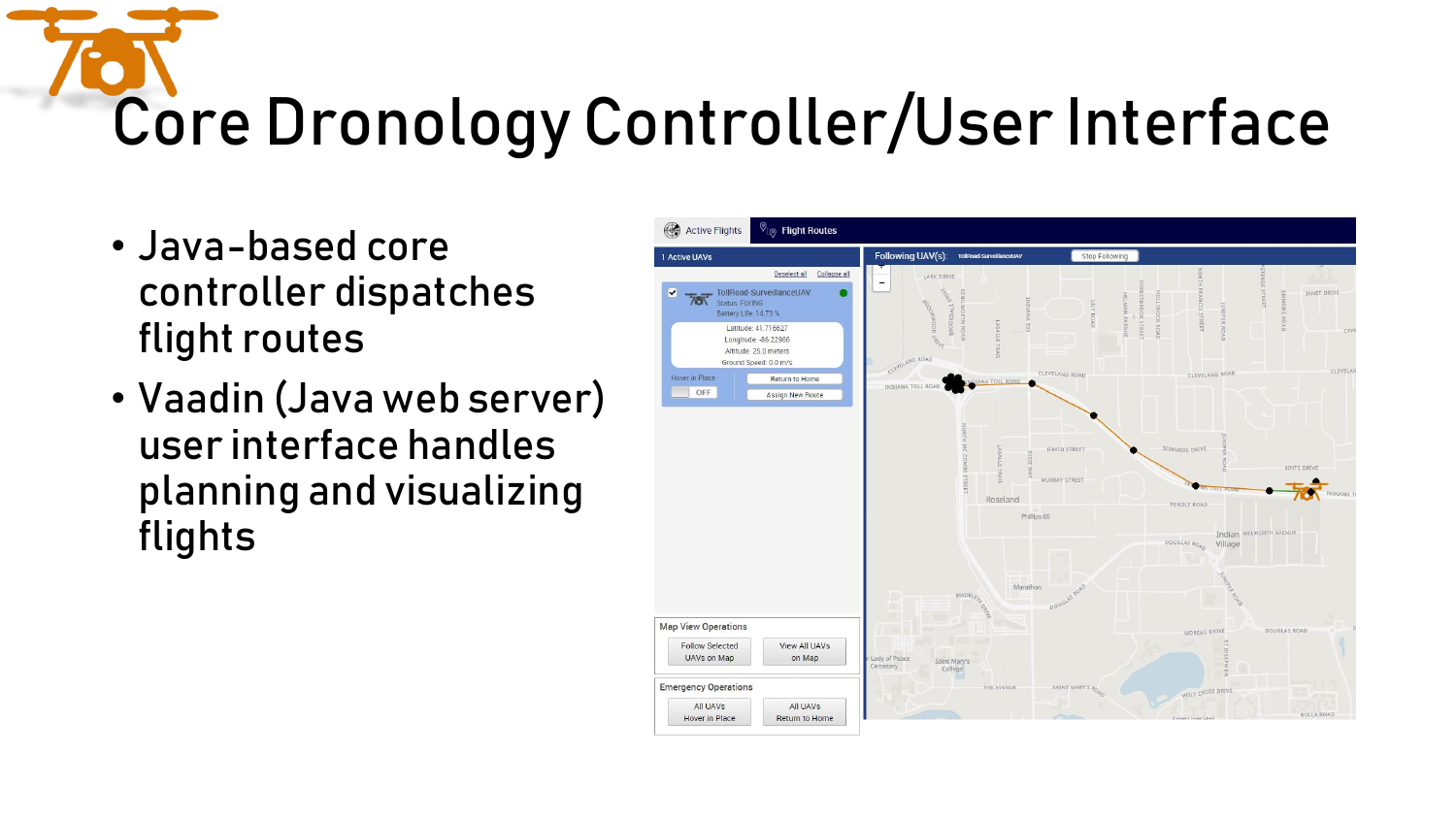# Core Dronology Controller/User Interface

- Java-based core controller dispatches flight routes
- Vaadin (Java web server) user interface handles planning and visualizing flights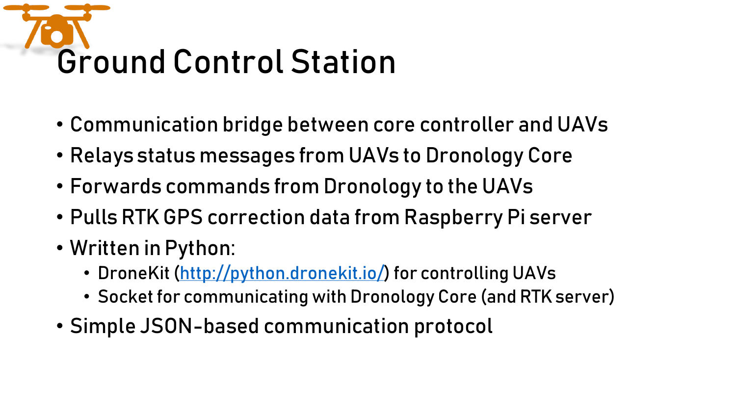# Ground Control Station

- Communication bridge between core controller and UAVs
- Relays status messages from UAVs to Dronology Core
- Forwards commands from Dronology to the UAVs
- Pulls RTK GPS correction data from Raspberry Pi server
- Written in Python:
  - DroneKit (http://python.dronekit.io/) for controlling UAVs
  - Socket for communicating with Dronology Core (and RTK server)
- Simple JSON-based communication protocol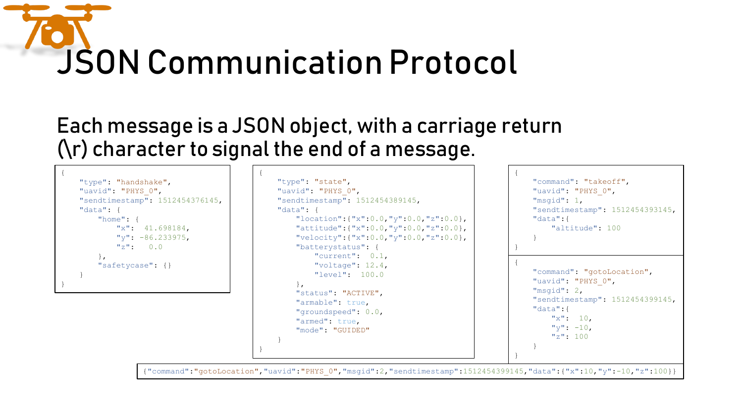# JSON Communication Protocol

Each message is a JSON object, with a carriage return (\r) character to signal the end of a message.

```
{
    "type": "handshake",
    "uavid": "PHYS_0",
    "sendtimestamp": 1512454376145,
    "data": {
        "home": {
            "x":  41.698184,
            "y": -86.233975,
            "z":   0.0
        },
        "safetycase": {}
    }
}
```

```
{
    "type": "state",
    "uavid": "PHYS_0",
    "sendtimestamp": 1512454389145,
    "data": {
        "location":{"x":0.0,"y":0.0,"z":0.0},
        "attitude":{"x":0.0,"y":0.0,"z":0.0},
        "velocity":{"x":0.0,"y":0.0,"z":0.0},
        "batterystatus": {
            "current":  0.1,
            "voltage": 12.4,
            "level":  100.0
        },
        "status": "ACTIVE",
        "armable": true,
        "groundspeed": 0.0,
        "armed": true,
        "mode": "GUIDED"
    }
}
```

```
{
    "command": "takeoff",
    "uavid": "PHYS_0",
    "msgid": 1,
    "sendtimestamp": 1512454393145,
    "data":{
        "altitude": 100
    }
}
```

```
{
    "command": "gotoLocation",
    "uavid": "PHYS_0",
    "msgid": 2,
    "sendtimestamp": 1512454399145,
    "data":{
        "x":  10,
        "y": -10,
        "z": 100
    }
}
```

```
{"command":"gotoLocation","uavid":"PHYS_0","msgid":2,"sendtimestamp":1512454399145,"data":{"x":10,"y":-10,"z":100}}
```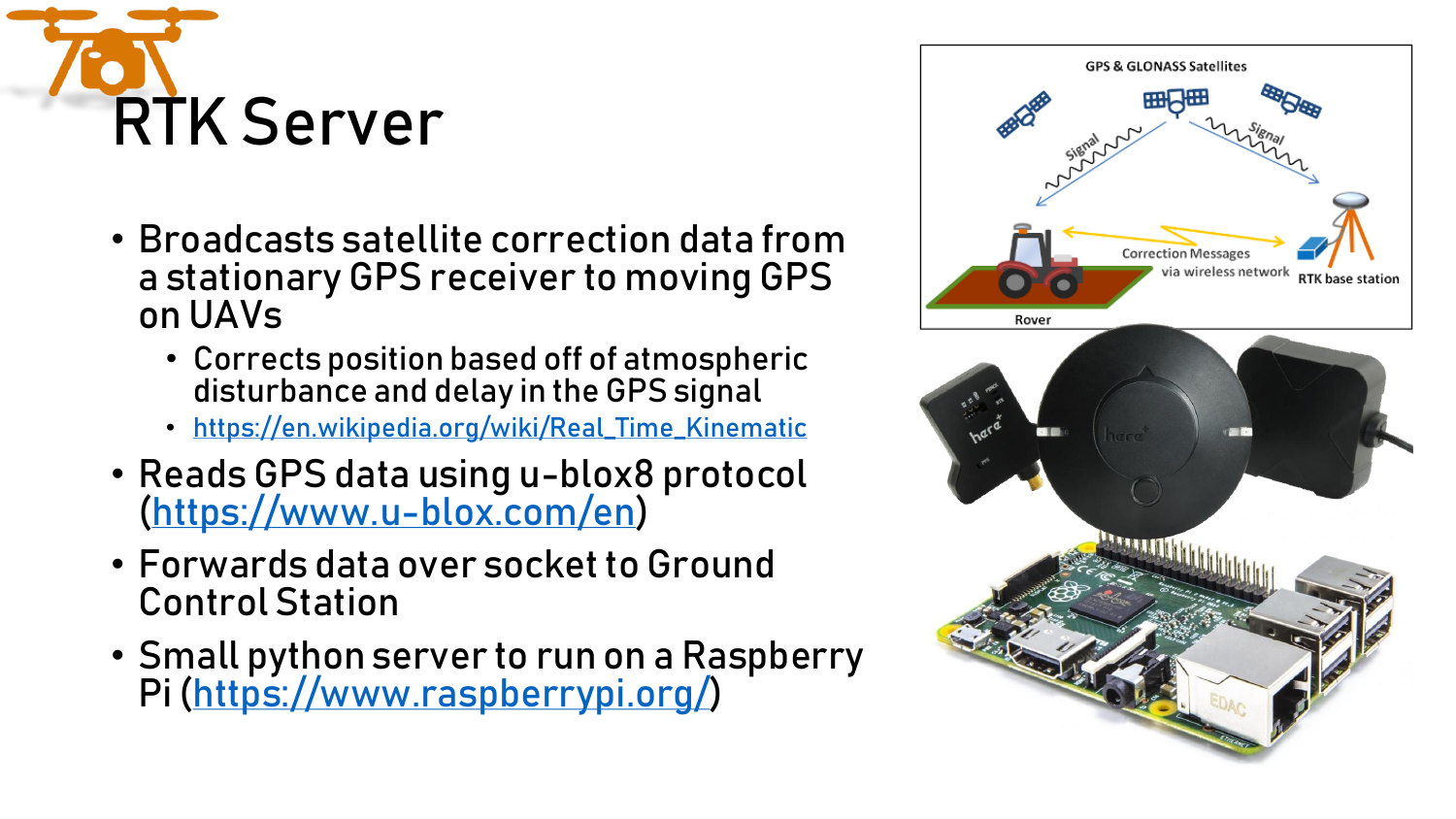# RTK Server

- Broadcasts satellite correction data from a stationary GPS receiver to moving GPS on UAVs
  - Corrects position based off of atmospheric disturbance and delay in the GPS signal
  - https://en.wikipedia.org/wiki/Real_Time_Kinematic
- Reads GPS data using u-blox8 protocol (https://www.u-blox.com/en)
- Forwards data over socket to Ground Control Station
- Small python server to run on a Raspberry Pi (https://www.raspberrypi.org/)